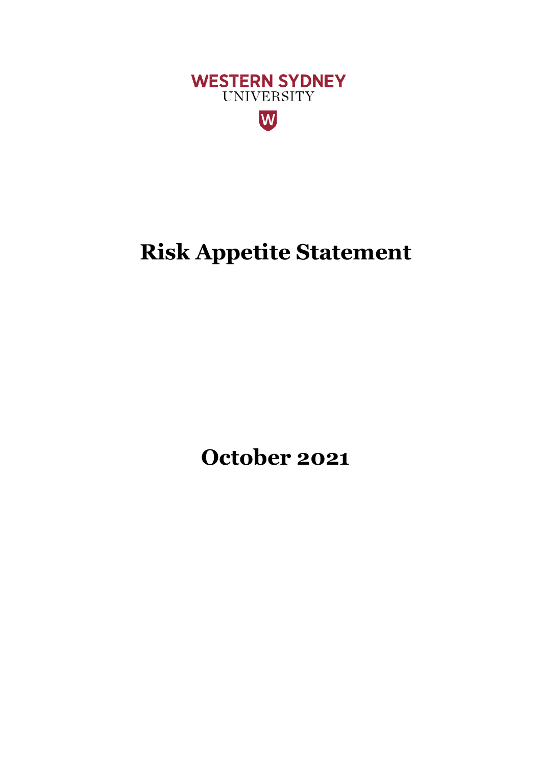WESTERN SYDNEY UNIVERSITY

# Risk Appetite Statement

## October 2021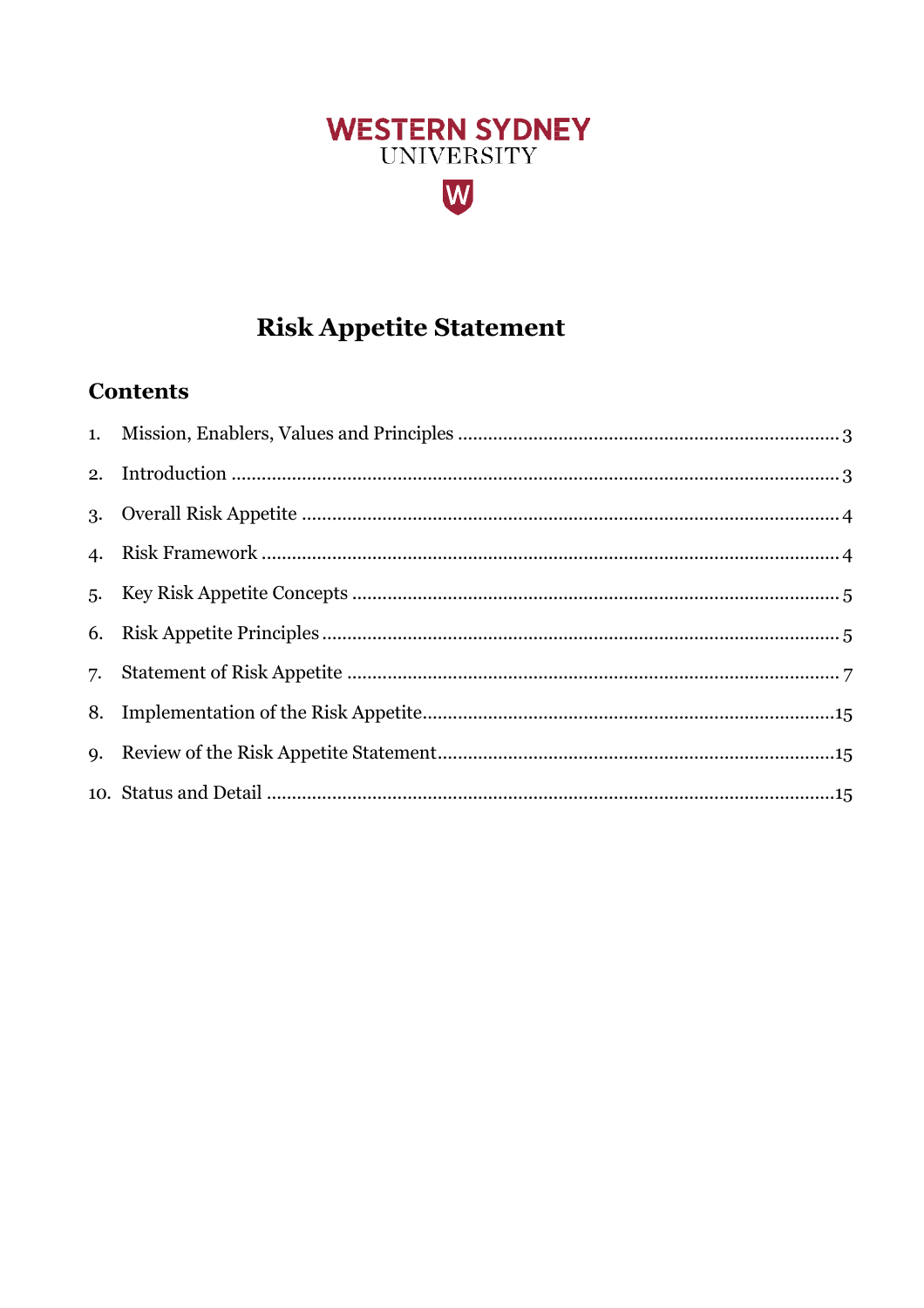WESTERN SYDNEY
UNIVERSITY

# Risk Appetite Statement

## Contents

1. Mission, Enablers, Values and Principles ........ 3
2. Introduction ........ 3
3. Overall Risk Appetite ........ 4
4. Risk Framework ........ 4
5. Key Risk Appetite Concepts ........ 5
6. Risk Appetite Principles ........ 5
7. Statement of Risk Appetite ........ 7
8. Implementation of the Risk Appetite ........ 15
9. Review of the Risk Appetite Statement ........ 15
10. Status and Detail ........ 15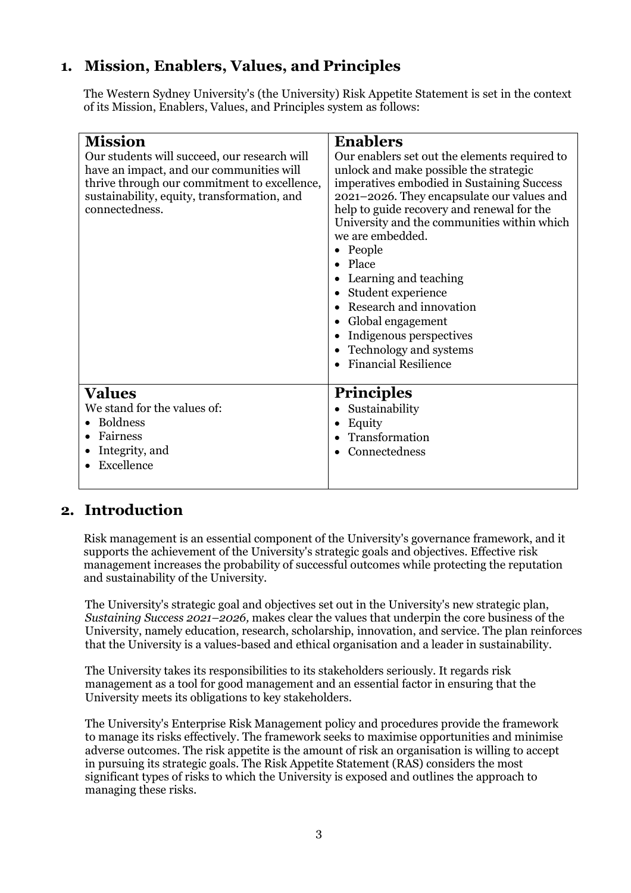## 1. Mission, Enablers, Values, and Principles

The Western Sydney University's (the University) Risk Appetite Statement is set in the context of its Mission, Enablers, Values, and Principles system as follows:

| **Mission** | **Enablers** |
| --- | --- |
| Our students will succeed, our research will have an impact, and our communities will thrive through our commitment to excellence, sustainability, equity, transformation, and connectedness. | Our enablers set out the elements required to unlock and make possible the strategic imperatives embodied in Sustaining Success 2021–2026. They encapsulate our values and help to guide recovery and renewal for the University and the communities within which we are embedded.<br>• People<br>• Place<br>• Learning and teaching<br>• Student experience<br>• Research and innovation<br>• Global engagement<br>• Indigenous perspectives<br>• Technology and systems<br>• Financial Resilience |
| **Values**<br>We stand for the values of:<br>• Boldness<br>• Fairness<br>• Integrity, and<br>• Excellence | **Principles**<br>• Sustainability<br>• Equity<br>• Transformation<br>• Connectedness |

## 2. Introduction

Risk management is an essential component of the University's governance framework, and it supports the achievement of the University's strategic goals and objectives. Effective risk management increases the probability of successful outcomes while protecting the reputation and sustainability of the University.

The University's strategic goal and objectives set out in the University's new strategic plan, *Sustaining Success 2021–2026,* makes clear the values that underpin the core business of the University, namely education, research, scholarship, innovation, and service. The plan reinforces that the University is a values-based and ethical organisation and a leader in sustainability.

The University takes its responsibilities to its stakeholders seriously. It regards risk management as a tool for good management and an essential factor in ensuring that the University meets its obligations to key stakeholders.

The University's Enterprise Risk Management policy and procedures provide the framework to manage its risks effectively. The framework seeks to maximise opportunities and minimise adverse outcomes. The risk appetite is the amount of risk an organisation is willing to accept in pursuing its strategic goals. The Risk Appetite Statement (RAS) considers the most significant types of risks to which the University is exposed and outlines the approach to managing these risks.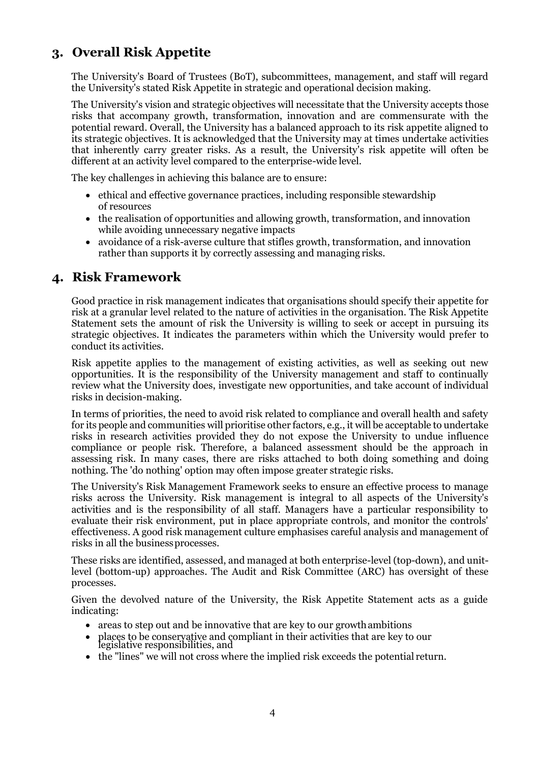## 3. Overall Risk Appetite

The University's Board of Trustees (BoT), subcommittees, management, and staff will regard the University's stated Risk Appetite in strategic and operational decision making.

The University's vision and strategic objectives will necessitate that the University accepts those risks that accompany growth, transformation, innovation and are commensurate with the potential reward. Overall, the University has a balanced approach to its risk appetite aligned to its strategic objectives. It is acknowledged that the University may at times undertake activities that inherently carry greater risks. As a result, the University's risk appetite will often be different at an activity level compared to the enterprise-wide level.

The key challenges in achieving this balance are to ensure:

- ethical and effective governance practices, including responsible stewardship of resources
- the realisation of opportunities and allowing growth, transformation, and innovation while avoiding unnecessary negative impacts
- avoidance of a risk-averse culture that stifles growth, transformation, and innovation rather than supports it by correctly assessing and managing risks.

## 4. Risk Framework

Good practice in risk management indicates that organisations should specify their appetite for risk at a granular level related to the nature of activities in the organisation. The Risk Appetite Statement sets the amount of risk the University is willing to seek or accept in pursuing its strategic objectives. It indicates the parameters within which the University would prefer to conduct its activities.

Risk appetite applies to the management of existing activities, as well as seeking out new opportunities. It is the responsibility of the University management and staff to continually review what the University does, investigate new opportunities, and take account of individual risks in decision-making.

In terms of priorities, the need to avoid risk related to compliance and overall health and safety for its people and communities will prioritise other factors, e.g., it will be acceptable to undertake risks in research activities provided they do not expose the University to undue influence compliance or people risk. Therefore, a balanced assessment should be the approach in assessing risk. In many cases, there are risks attached to both doing something and doing nothing. The 'do nothing' option may often impose greater strategic risks.

The University's Risk Management Framework seeks to ensure an effective process to manage risks across the University. Risk management is integral to all aspects of the University's activities and is the responsibility of all staff. Managers have a particular responsibility to evaluate their risk environment, put in place appropriate controls, and monitor the controls' effectiveness. A good risk management culture emphasises careful analysis and management of risks in all the business processes.

These risks are identified, assessed, and managed at both enterprise-level (top-down), and unit-level (bottom-up) approaches. The Audit and Risk Committee (ARC) has oversight of these processes.

Given the devolved nature of the University, the Risk Appetite Statement acts as a guide indicating:

- areas to step out and be innovative that are key to our growth ambitions
- places to be conservative and compliant in their activities that are key to our legislative responsibilities, and
- the "lines" we will not cross where the implied risk exceeds the potential return.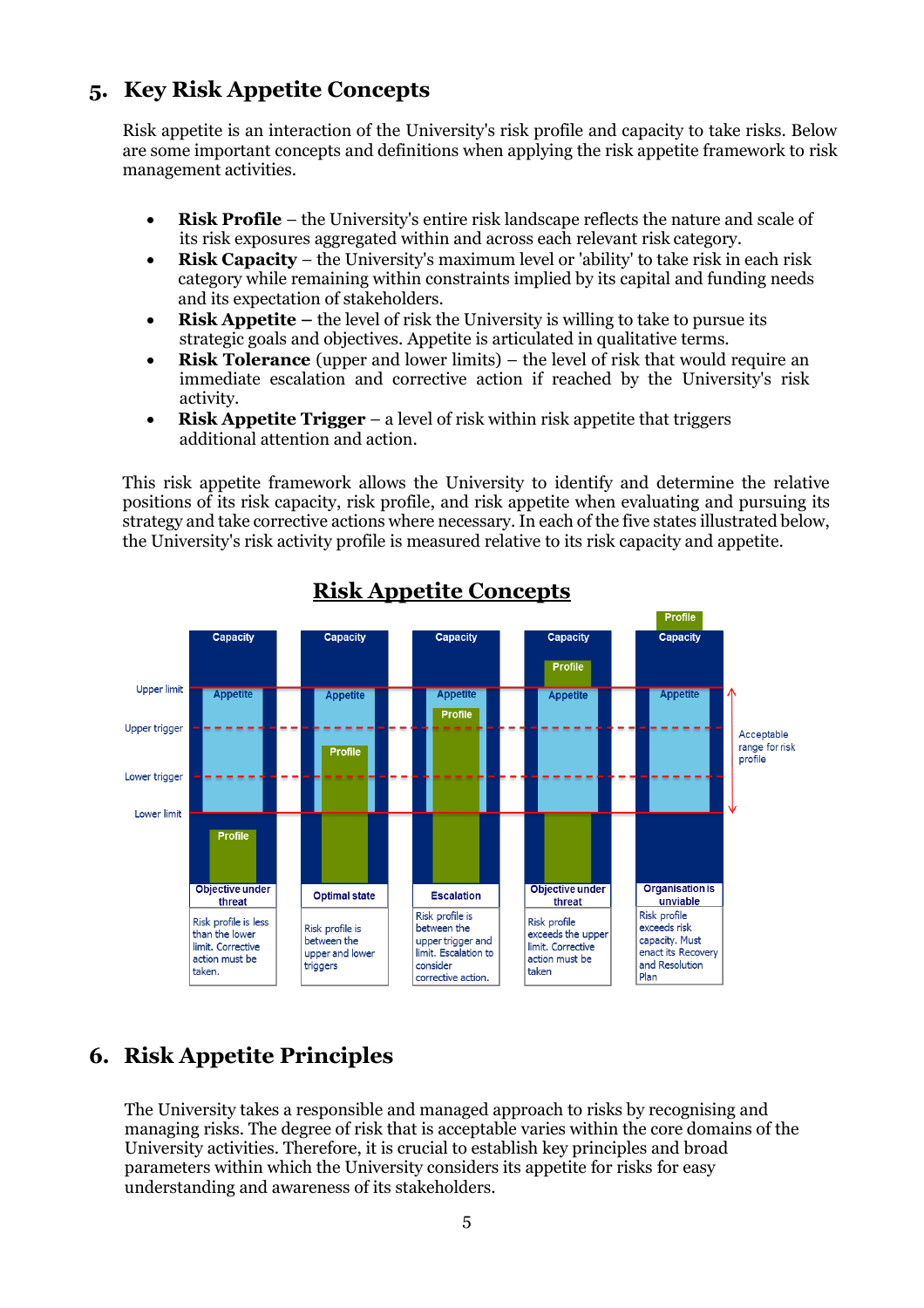## 5. Key Risk Appetite Concepts

Risk appetite is an interaction of the University's risk profile and capacity to take risks. Below are some important concepts and definitions when applying the risk appetite framework to risk management activities.

- **Risk Profile** – the University's entire risk landscape reflects the nature and scale of its risk exposures aggregated within and across each relevant risk category.
- **Risk Capacity** – the University's maximum level or 'ability' to take risk in each risk category while remaining within constraints implied by its capital and funding needs and its expectation of stakeholders.
- **Risk Appetite** – the level of risk the University is willing to take to pursue its strategic goals and objectives. Appetite is articulated in qualitative terms.
- **Risk Tolerance** (upper and lower limits) – the level of risk that would require an immediate escalation and corrective action if reached by the University's risk activity.
- **Risk Appetite Trigger** – a level of risk within risk appetite that triggers additional attention and action.

This risk appetite framework allows the University to identify and determine the relative positions of its risk capacity, risk profile, and risk appetite when evaluating and pursuing its strategy and take corrective actions where necessary. In each of the five states illustrated below, the University's risk activity profile is measured relative to its risk capacity and appetite.

**Risk Appetite Concepts**

| State | Description |
|---|---|
| Objective under threat | Risk profile is less than the lower limit. Corrective action must be taken. |
| Optimal state | Risk profile is between the upper and lower triggers |
| Escalation | Risk profile is between the upper trigger and limit. Escalation to consider corrective action. |
| Objective under threat | Risk profile exceeds the upper limit. Corrective action must be taken |
| Organisation is unviable | Risk profile exceeds risk capacity. Must enact its Recovery and Resolution Plan |

Upper limit, Upper trigger, Lower trigger, Lower limit — Acceptable range for risk profile (between upper and lower limits).

## 6. Risk Appetite Principles

The University takes a responsible and managed approach to risks by recognising and managing risks. The degree of risk that is acceptable varies within the core domains of the University activities. Therefore, it is crucial to establish key principles and broad parameters within which the University considers its appetite for risks for easy understanding and awareness of its stakeholders.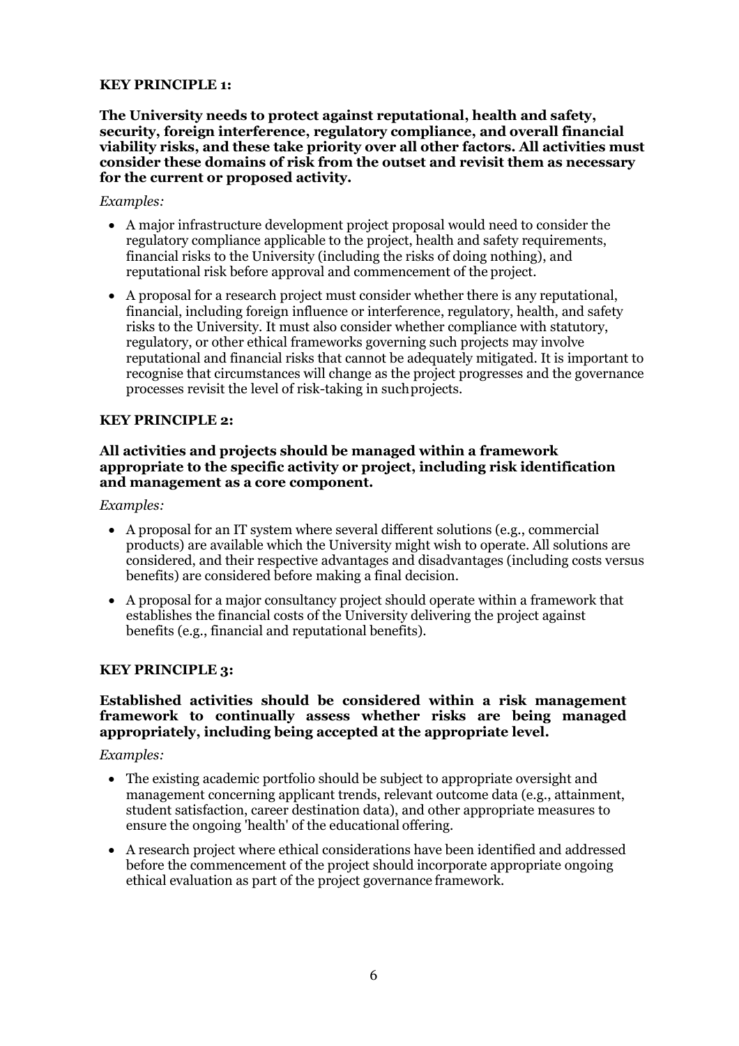**KEY PRINCIPLE 1:**

**The University needs to protect against reputational, health and safety, security, foreign interference, regulatory compliance, and overall financial viability risks, and these take priority over all other factors. All activities must consider these domains of risk from the outset and revisit them as necessary for the current or proposed activity.**

*Examples:*

- A major infrastructure development project proposal would need to consider the regulatory compliance applicable to the project, health and safety requirements, financial risks to the University (including the risks of doing nothing), and reputational risk before approval and commencement of the project.
- A proposal for a research project must consider whether there is any reputational, financial, including foreign influence or interference, regulatory, health, and safety risks to the University. It must also consider whether compliance with statutory, regulatory, or other ethical frameworks governing such projects may involve reputational and financial risks that cannot be adequately mitigated. It is important to recognise that circumstances will change as the project progresses and the governance processes revisit the level of risk-taking in such projects.

**KEY PRINCIPLE 2:**

**All activities and projects should be managed within a framework appropriate to the specific activity or project, including risk identification and management as a core component.**

*Examples:*

- A proposal for an IT system where several different solutions (e.g., commercial products) are available which the University might wish to operate. All solutions are considered, and their respective advantages and disadvantages (including costs versus benefits) are considered before making a final decision.
- A proposal for a major consultancy project should operate within a framework that establishes the financial costs of the University delivering the project against benefits (e.g., financial and reputational benefits).

**KEY PRINCIPLE 3:**

**Established activities should be considered within a risk management framework to continually assess whether risks are being managed appropriately, including being accepted at the appropriate level.**

*Examples:*

- The existing academic portfolio should be subject to appropriate oversight and management concerning applicant trends, relevant outcome data (e.g., attainment, student satisfaction, career destination data), and other appropriate measures to ensure the ongoing 'health' of the educational offering.
- A research project where ethical considerations have been identified and addressed before the commencement of the project should incorporate appropriate ongoing ethical evaluation as part of the project governance framework.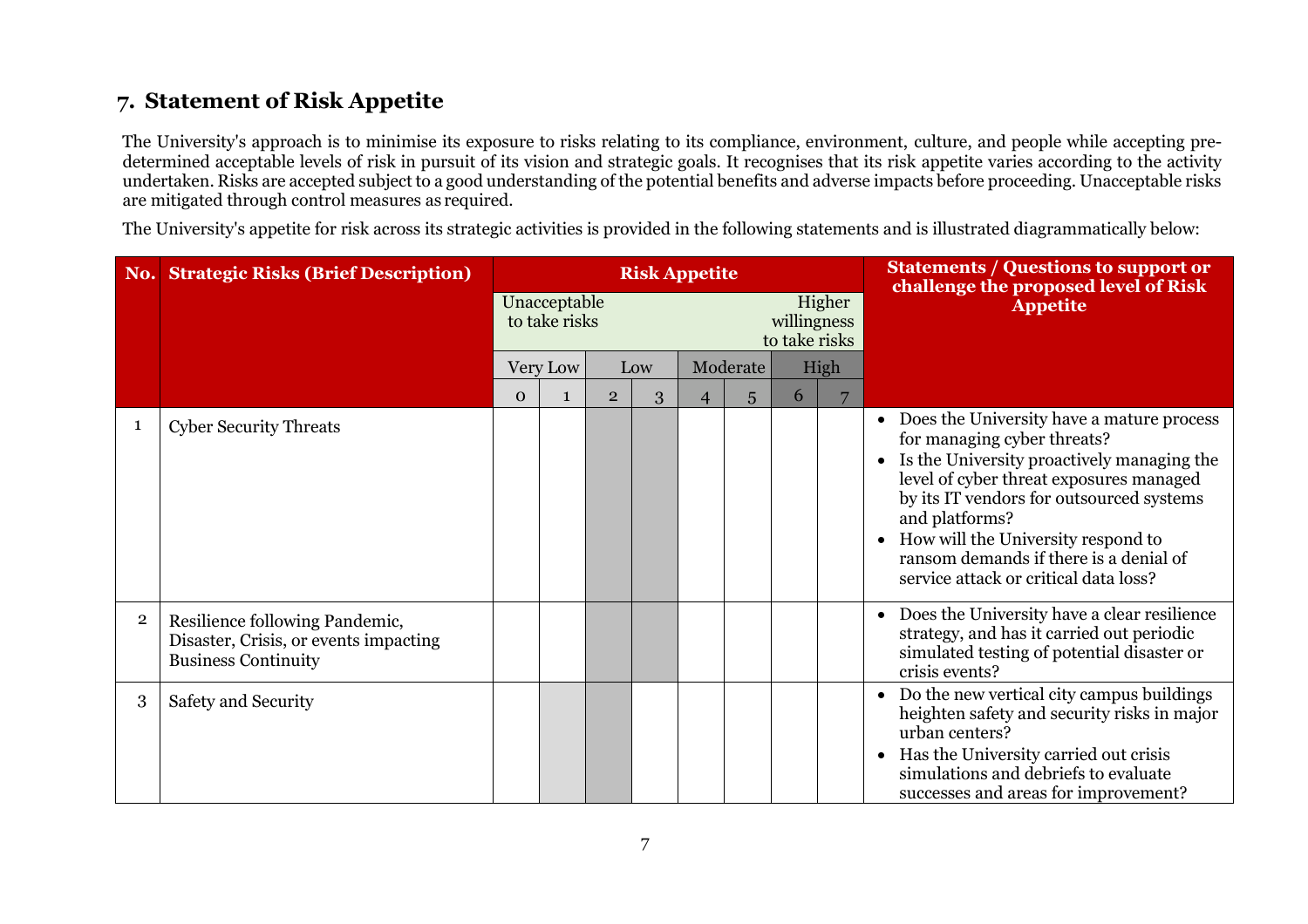## 7. Statement of Risk Appetite

The University's approach is to minimise its exposure to risks relating to its compliance, environment, culture, and people while accepting pre-determined acceptable levels of risk in pursuit of its vision and strategic goals. It recognises that its risk appetite varies according to the activity undertaken. Risks are accepted subject to a good understanding of the potential benefits and adverse impacts before proceeding. Unacceptable risks are mitigated through control measures as required.

The University's appetite for risk across its strategic activities is provided in the following statements and is illustrated diagrammatically below:

| No. | Strategic Risks (Brief Description) | Risk Appetite | | | | | | | | Statements / Questions to support or challenge the proposed level of Risk Appetite |
|---|---|---|---|---|---|---|---|---|---|---|
| | | Unacceptable to take risks | | | | | | | Higher willingness to take risks | |
| | | Very Low | | Low | | Moderate | | High | | |
| | | 0 | 1 | 2 | 3 | 4 | 5 | 6 | 7 | |
| 1 | Cyber Security Threats | | | ■ | ■ | | | | | • Does the University have a mature process for managing cyber threats?<br>• Is the University proactively managing the level of cyber threat exposures managed by its IT vendors for outsourced systems and platforms?<br>• How will the University respond to ransom demands if there is a denial of service attack or critical data loss? |
| 2 | Resilience following Pandemic, Disaster, Crisis, or events impacting Business Continuity | | | ■ | ■ | | | | | • Does the University have a clear resilience strategy, and has it carried out periodic simulated testing of potential disaster or crisis events? |
| 3 | Safety and Security | | ■ | ■ | | | | | | • Do the new vertical city campus buildings heighten safety and security risks in major urban centers?<br>• Has the University carried out crisis simulations and debriefs to evaluate successes and areas for improvement? |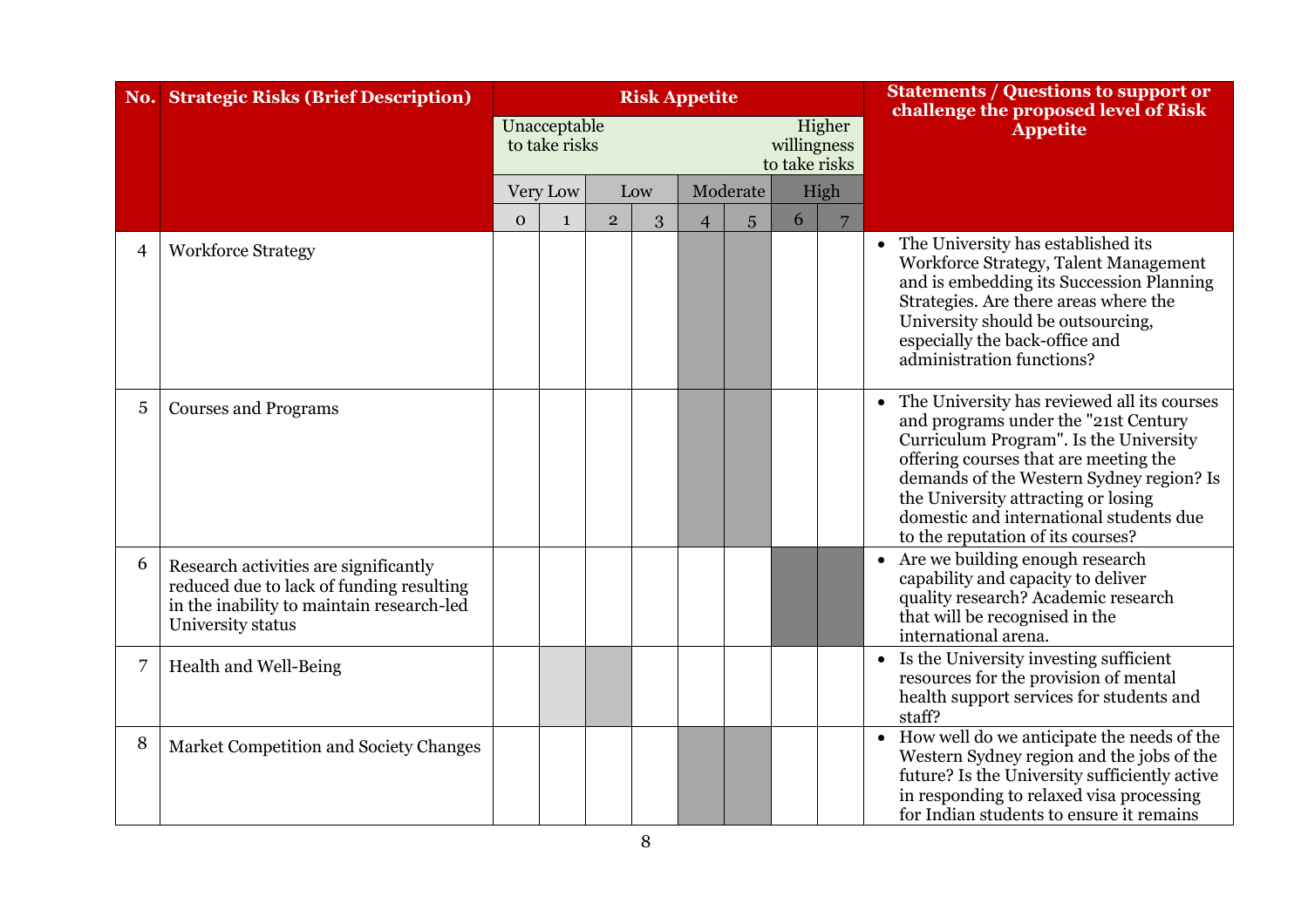| No. | Strategic Risks (Brief Description) | Risk Appetite | | | | | | | | Statements / Questions to support or challenge the proposed level of Risk Appetite |
|---|---|---|---|---|---|---|---|---|---|---|
| | | Unacceptable to take risks | | | | | | | Higher willingness to take risks | |
| | | Very Low | | Low | | Moderate | | High | | |
| | | 0 | 1 | 2 | 3 | 4 | 5 | 6 | 7 | |
| 4 | Workforce Strategy | | | | | ■ | ■ | | | • The University has established its Workforce Strategy, Talent Management and is embedding its Succession Planning Strategies. Are there areas where the University should be outsourcing, especially the back-office and administration functions? |
| 5 | Courses and Programs | | | | | ■ | ■ | | | • The University has reviewed all its courses and programs under the "21st Century Curriculum Program". Is the University offering courses that are meeting the demands of the Western Sydney region? Is the University attracting or losing domestic and international students due to the reputation of its courses? |
| 6 | Research activities are significantly reduced due to lack of funding resulting in the inability to maintain research-led University status | | | | | | | ■ | ■ | • Are we building enough research capability and capacity to deliver quality research? Academic research that will be recognised in the international arena. |
| 7 | Health and Well-Being | | ■ | ■ | | | | | | • Is the University investing sufficient resources for the provision of mental health support services for students and staff? |
| 8 | Market Competition and Society Changes | | | | | ■ | ■ | | | • How well do we anticipate the needs of the Western Sydney region and the jobs of the future? Is the University sufficiently active in responding to relaxed visa processing for Indian students to ensure it remains |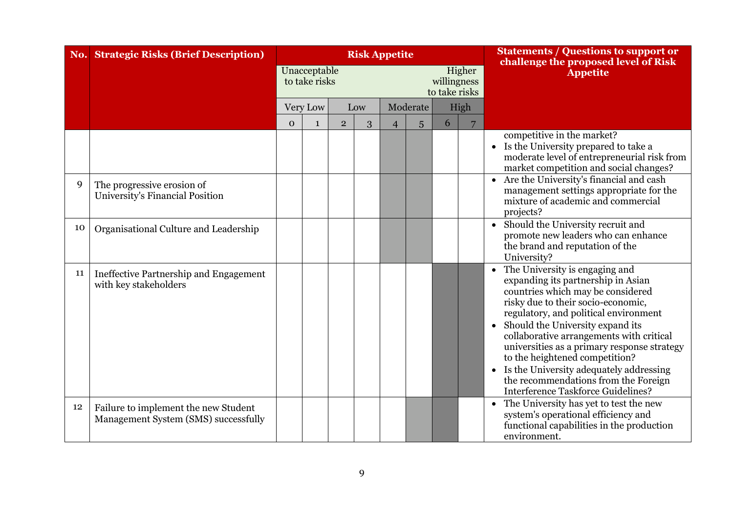| No. | Strategic Risks (Brief Description) | Risk Appetite | | | | | | | | Statements / Questions to support or challenge the proposed level of Risk Appetite |
|---|---|---|---|---|---|---|---|---|---|---|
| | | Unacceptable to take risks | | | | | | | Higher willingness to take risks | |
| | | Very Low | | Low | | Moderate | | High | | |
| | | 0 | 1 | 2 | 3 | 4 | 5 | 6 | 7 | |
| | | | | | | ■ | ■ | | | competitive in the market?<br>• Is the University prepared to take a moderate level of entrepreneurial risk from market competition and social changes? |
| 9 | The progressive erosion of University's Financial Position | | | | | ■ | ■ | | | • Are the University's financial and cash management settings appropriate for the mixture of academic and commercial projects? |
| 10 | Organisational Culture and Leadership | | | | | ■ | ■ | | | • Should the University recruit and promote new leaders who can enhance the brand and reputation of the University? |
| 11 | Ineffective Partnership and Engagement with key stakeholders | | | | | | | ■ | ■ | • The University is engaging and expanding its partnership in Asian countries which may be considered risky due to their socio-economic, regulatory, and political environment<br>• Should the University expand its collaborative arrangements with critical universities as a primary response strategy to the heightened competition?<br>• Is the University adequately addressing the recommendations from the Foreign Interference Taskforce Guidelines? |
| 12 | Failure to implement the new Student Management System (SMS) successfully | | | | | | ■ | ■ | | • The University has yet to test the new system's operational efficiency and functional capabilities in the production environment. |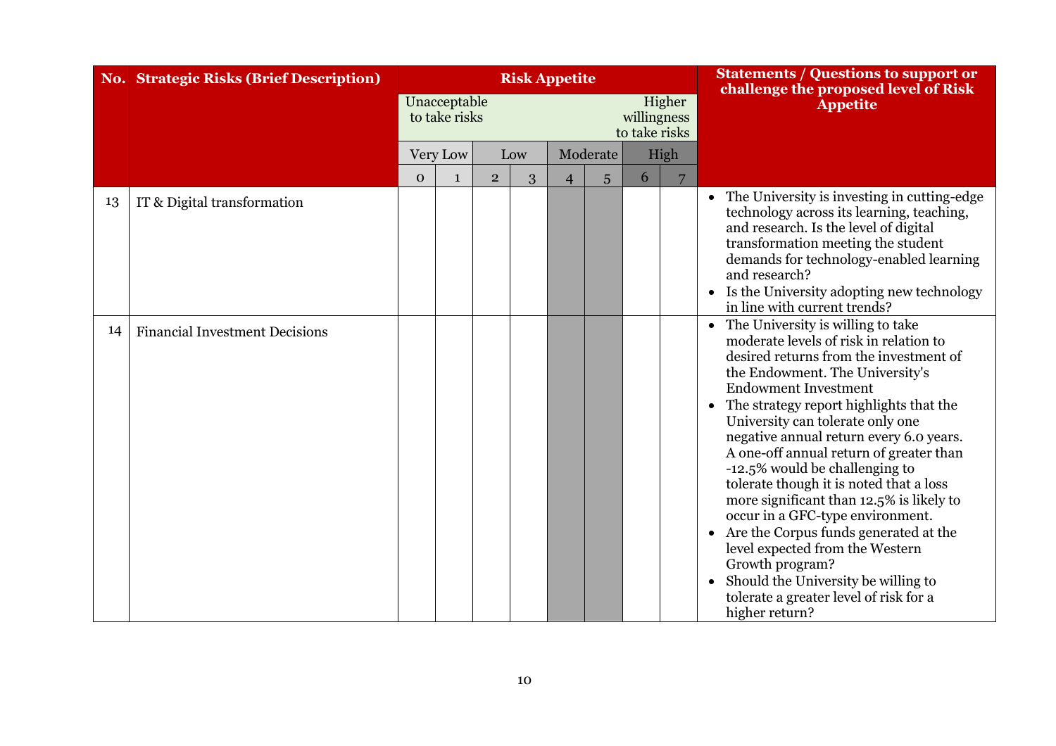| No. | Strategic Risks (Brief Description) | Risk Appetite | | | | | | | | Statements / Questions to support or challenge the proposed level of Risk Appetite |
|---|---|---|---|---|---|---|---|---|---|---|
| | | Unacceptable to take risks | | | | | | | Higher willingness to take risks | |
| | | Very Low | | Low | | Moderate | | High | | |
| | | 0 | 1 | 2 | 3 | 4 | 5 | 6 | 7 | |
| 13 | IT & Digital transformation | | | | | | | | | • The University is investing in cutting-edge technology across its learning, teaching, and research. Is the level of digital transformation meeting the student demands for technology-enabled learning and research?<br>• Is the University adopting new technology in line with current trends? |
| 14 | Financial Investment Decisions | | | | | | | | | • The University is willing to take moderate levels of risk in relation to desired returns from the investment of the Endowment. The University's Endowment Investment<br>• The strategy report highlights that the University can tolerate only one negative annual return every 6.0 years. A one-off annual return of greater than -12.5% would be challenging to tolerate though it is noted that a loss more significant than 12.5% is likely to occur in a GFC-type environment.<br>• Are the Corpus funds generated at the level expected from the Western Growth program?<br>• Should the University be willing to tolerate a greater level of risk for a higher return? |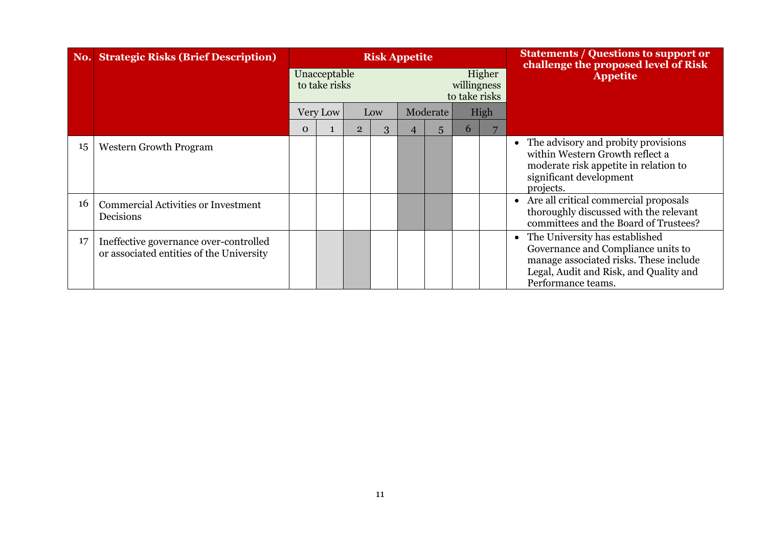| No. | Strategic Risks (Brief Description) | Risk Appetite | | | | | | | | Statements / Questions to support or challenge the proposed level of Risk Appetite |
|---|---|---|---|---|---|---|---|---|---|---|
| | | Unacceptable to take risks | | | | | | Higher willingness to take risks | | |
| | | Very Low | | Low | | Moderate | | High | | |
| | | 0 | 1 | 2 | 3 | 4 | 5 | 6 | 7 | |
| 15 | Western Growth Program | | | | | ■ | ■ | | | • The advisory and probity provisions within Western Growth reflect a moderate risk appetite in relation to significant development projects. |
| 16 | Commercial Activities or Investment Decisions | | | | | ■ | ■ | | | • Are all critical commercial proposals thoroughly discussed with the relevant committees and the Board of Trustees? |
| 17 | Ineffective governance over-controlled or associated entities of the University | | ■ | ■ | | | | | | • The University has established Governance and Compliance units to manage associated risks. These include Legal, Audit and Risk, and Quality and Performance teams. |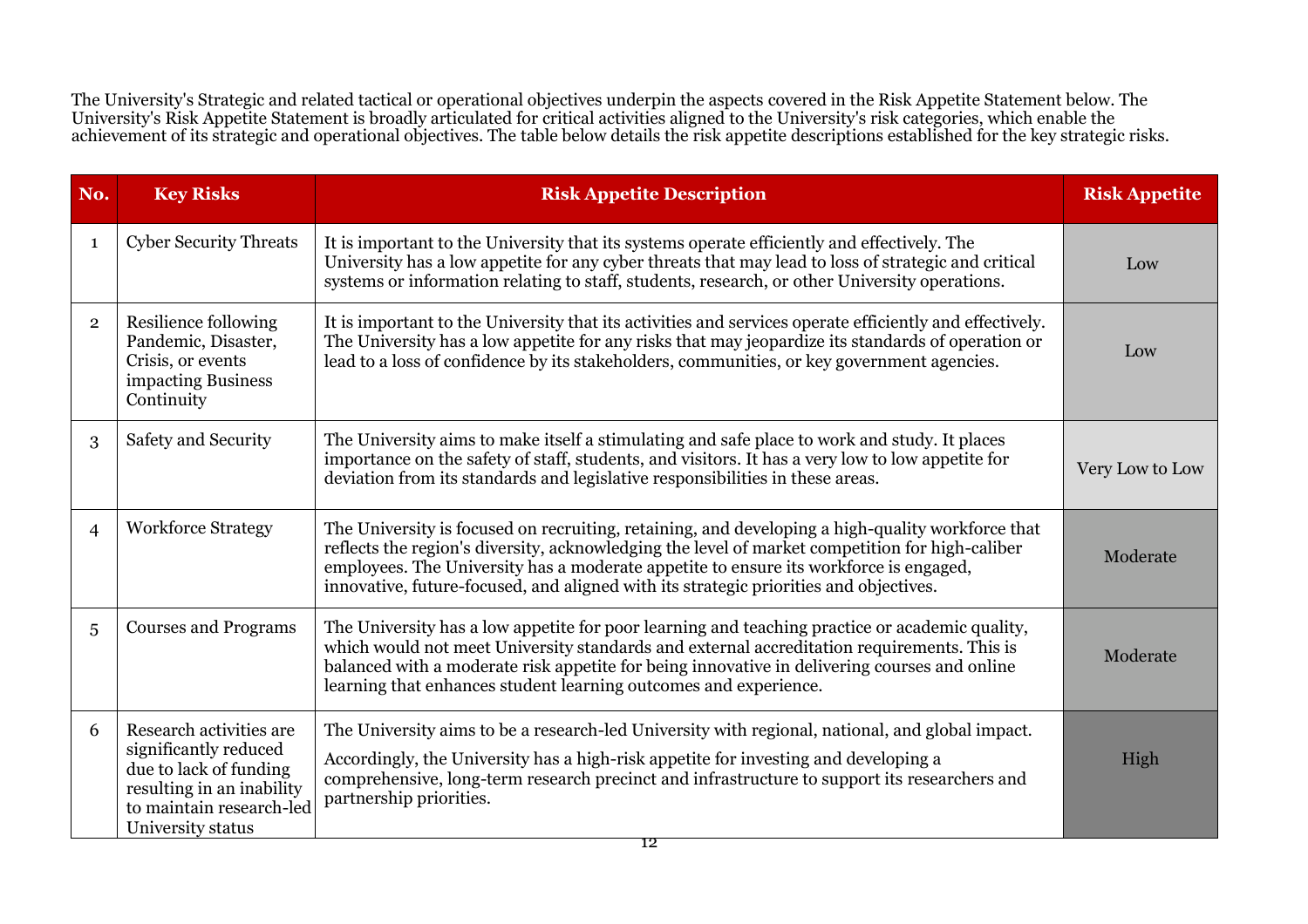The University's Strategic and related tactical or operational objectives underpin the aspects covered in the Risk Appetite Statement below. The University's Risk Appetite Statement is broadly articulated for critical activities aligned to the University's risk categories, which enable the achievement of its strategic and operational objectives. The table below details the risk appetite descriptions established for the key strategic risks.

| No. | Key Risks | Risk Appetite Description | Risk Appetite |
|---|---|---|---|
| 1 | Cyber Security Threats | It is important to the University that its systems operate efficiently and effectively. The University has a low appetite for any cyber threats that may lead to loss of strategic and critical systems or information relating to staff, students, research, or other University operations. | Low |
| 2 | Resilience following Pandemic, Disaster, Crisis, or events impacting Business Continuity | It is important to the University that its activities and services operate efficiently and effectively. The University has a low appetite for any risks that may jeopardize its standards of operation or lead to a loss of confidence by its stakeholders, communities, or key government agencies. | Low |
| 3 | Safety and Security | The University aims to make itself a stimulating and safe place to work and study. It places importance on the safety of staff, students, and visitors. It has a very low to low appetite for deviation from its standards and legislative responsibilities in these areas. | Very Low to Low |
| 4 | Workforce Strategy | The University is focused on recruiting, retaining, and developing a high-quality workforce that reflects the region's diversity, acknowledging the level of market competition for high-caliber employees. The University has a moderate appetite to ensure its workforce is engaged, innovative, future-focused, and aligned with its strategic priorities and objectives. | Moderate |
| 5 | Courses and Programs | The University has a low appetite for poor learning and teaching practice or academic quality, which would not meet University standards and external accreditation requirements. This is balanced with a moderate risk appetite for being innovative in delivering courses and online learning that enhances student learning outcomes and experience. | Moderate |
| 6 | Research activities are significantly reduced due to lack of funding resulting in an inability to maintain research-led University status | The University aims to be a research-led University with regional, national, and global impact. Accordingly, the University has a high-risk appetite for investing and developing a comprehensive, long-term research precinct and infrastructure to support its researchers and partnership priorities. | High |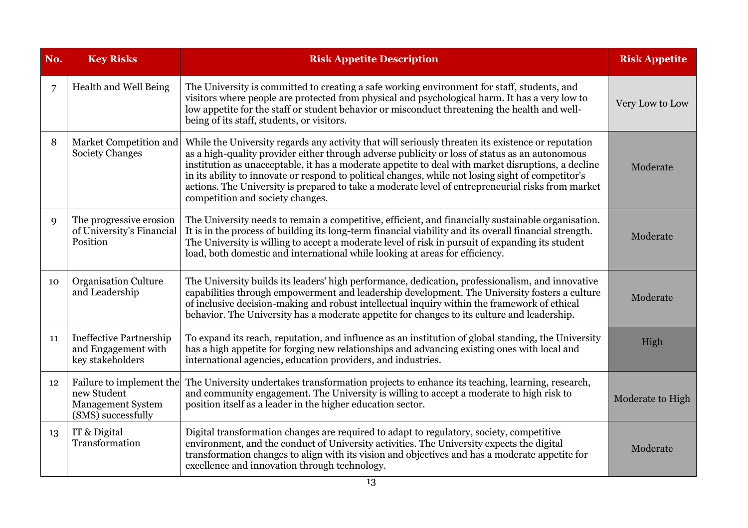| No. | Key Risks | Risk Appetite Description | Risk Appetite |
|---|---|---|---|
| 7 | Health and Well Being | The University is committed to creating a safe working environment for staff, students, and visitors where people are protected from physical and psychological harm. It has a very low to low appetite for the staff or student behavior or misconduct threatening the health and well-being of its staff, students, or visitors. | Very Low to Low |
| 8 | Market Competition and Society Changes | While the University regards any activity that will seriously threaten its existence or reputation as a high-quality provider either through adverse publicity or loss of status as an autonomous institution as unacceptable, it has a moderate appetite to deal with market disruptions, a decline in its ability to innovate or respond to political changes, while not losing sight of competitor's actions. The University is prepared to take a moderate level of entrepreneurial risks from market competition and society changes. | Moderate |
| 9 | The progressive erosion of University's Financial Position | The University needs to remain a competitive, efficient, and financially sustainable organisation. It is in the process of building its long-term financial viability and its overall financial strength. The University is willing to accept a moderate level of risk in pursuit of expanding its student load, both domestic and international while looking at areas for efficiency. | Moderate |
| 10 | Organisation Culture and Leadership | The University builds its leaders' high performance, dedication, professionalism, and innovative capabilities through empowerment and leadership development. The University fosters a culture of inclusive decision-making and robust intellectual inquiry within the framework of ethical behavior. The University has a moderate appetite for changes to its culture and leadership. | Moderate |
| 11 | Ineffective Partnership and Engagement with key stakeholders | To expand its reach, reputation, and influence as an institution of global standing, the University has a high appetite for forging new relationships and advancing existing ones with local and international agencies, education providers, and industries. | High |
| 12 | Failure to implement the new Student Management System (SMS) successfully | The University undertakes transformation projects to enhance its teaching, learning, research, and community engagement. The University is willing to accept a moderate to high risk to position itself as a leader in the higher education sector. | Moderate to High |
| 13 | IT & Digital Transformation | Digital transformation changes are required to adapt to regulatory, society, competitive environment, and the conduct of University activities. The University expects the digital transformation changes to align with its vision and objectives and has a moderate appetite for excellence and innovation through technology. | Moderate |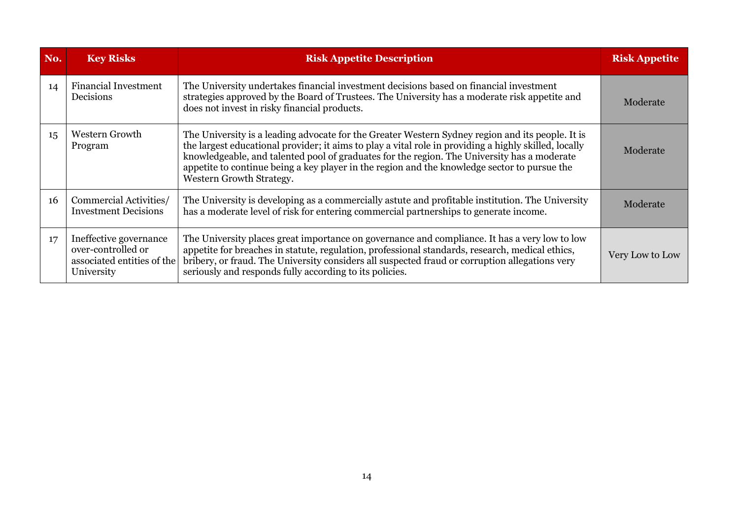| No. | Key Risks | Risk Appetite Description | Risk Appetite |
|---|---|---|---|
| 14 | Financial Investment Decisions | The University undertakes financial investment decisions based on financial investment strategies approved by the Board of Trustees. The University has a moderate risk appetite and does not invest in risky financial products. | Moderate |
| 15 | Western Growth Program | The University is a leading advocate for the Greater Western Sydney region and its people. It is the largest educational provider; it aims to play a vital role in providing a highly skilled, locally knowledgeable, and talented pool of graduates for the region. The University has a moderate appetite to continue being a key player in the region and the knowledge sector to pursue the Western Growth Strategy. | Moderate |
| 16 | Commercial Activities/ Investment Decisions | The University is developing as a commercially astute and profitable institution. The University has a moderate level of risk for entering commercial partnerships to generate income. | Moderate |
| 17 | Ineffective governance over-controlled or associated entities of the University | The University places great importance on governance and compliance. It has a very low to low appetite for breaches in statute, regulation, professional standards, research, medical ethics, bribery, or fraud. The University considers all suspected fraud or corruption allegations very seriously and responds fully according to its policies. | Very Low to Low |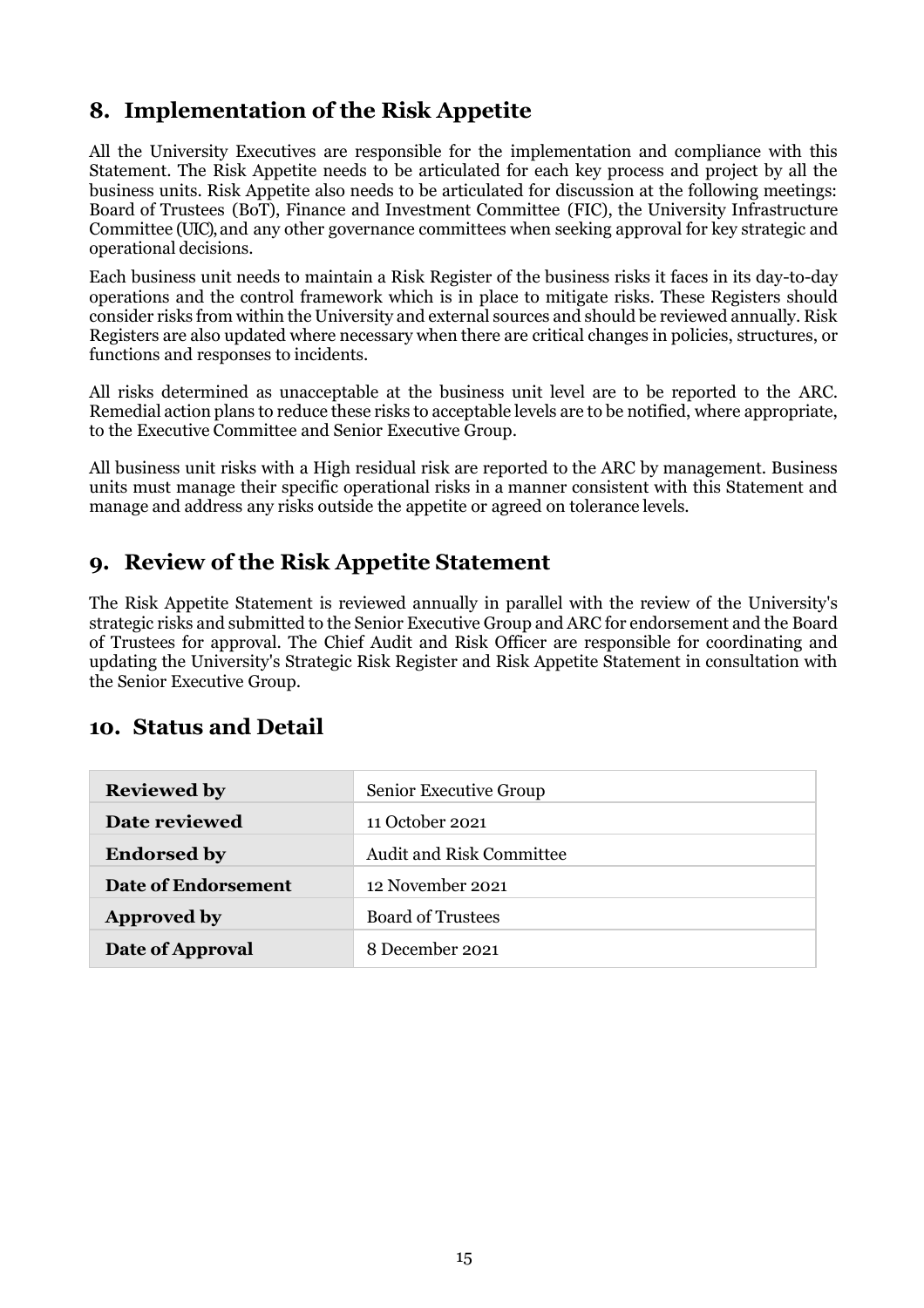## 8. Implementation of the Risk Appetite

All the University Executives are responsible for the implementation and compliance with this Statement. The Risk Appetite needs to be articulated for each key process and project by all the business units. Risk Appetite also needs to be articulated for discussion at the following meetings: Board of Trustees (BoT), Finance and Investment Committee (FIC), the University Infrastructure Committee (UIC), and any other governance committees when seeking approval for key strategic and operational decisions.

Each business unit needs to maintain a Risk Register of the business risks it faces in its day-to-day operations and the control framework which is in place to mitigate risks. These Registers should consider risks from within the University and external sources and should be reviewed annually. Risk Registers are also updated where necessary when there are critical changes in policies, structures, or functions and responses to incidents.

All risks determined as unacceptable at the business unit level are to be reported to the ARC. Remedial action plans to reduce these risks to acceptable levels are to be notified, where appropriate, to the Executive Committee and Senior Executive Group.

All business unit risks with a High residual risk are reported to the ARC by management. Business units must manage their specific operational risks in a manner consistent with this Statement and manage and address any risks outside the appetite or agreed on tolerance levels.

## 9. Review of the Risk Appetite Statement

The Risk Appetite Statement is reviewed annually in parallel with the review of the University's strategic risks and submitted to the Senior Executive Group and ARC for endorsement and the Board of Trustees for approval. The Chief Audit and Risk Officer are responsible for coordinating and updating the University's Strategic Risk Register and Risk Appetite Statement in consultation with the Senior Executive Group.

## 10. Status and Detail

| | |
|---|---|
| **Reviewed by** | Senior Executive Group |
| **Date reviewed** | 11 October 2021 |
| **Endorsed by** | Audit and Risk Committee |
| **Date of Endorsement** | 12 November 2021 |
| **Approved by** | Board of Trustees |
| **Date of Approval** | 8 December 2021 |